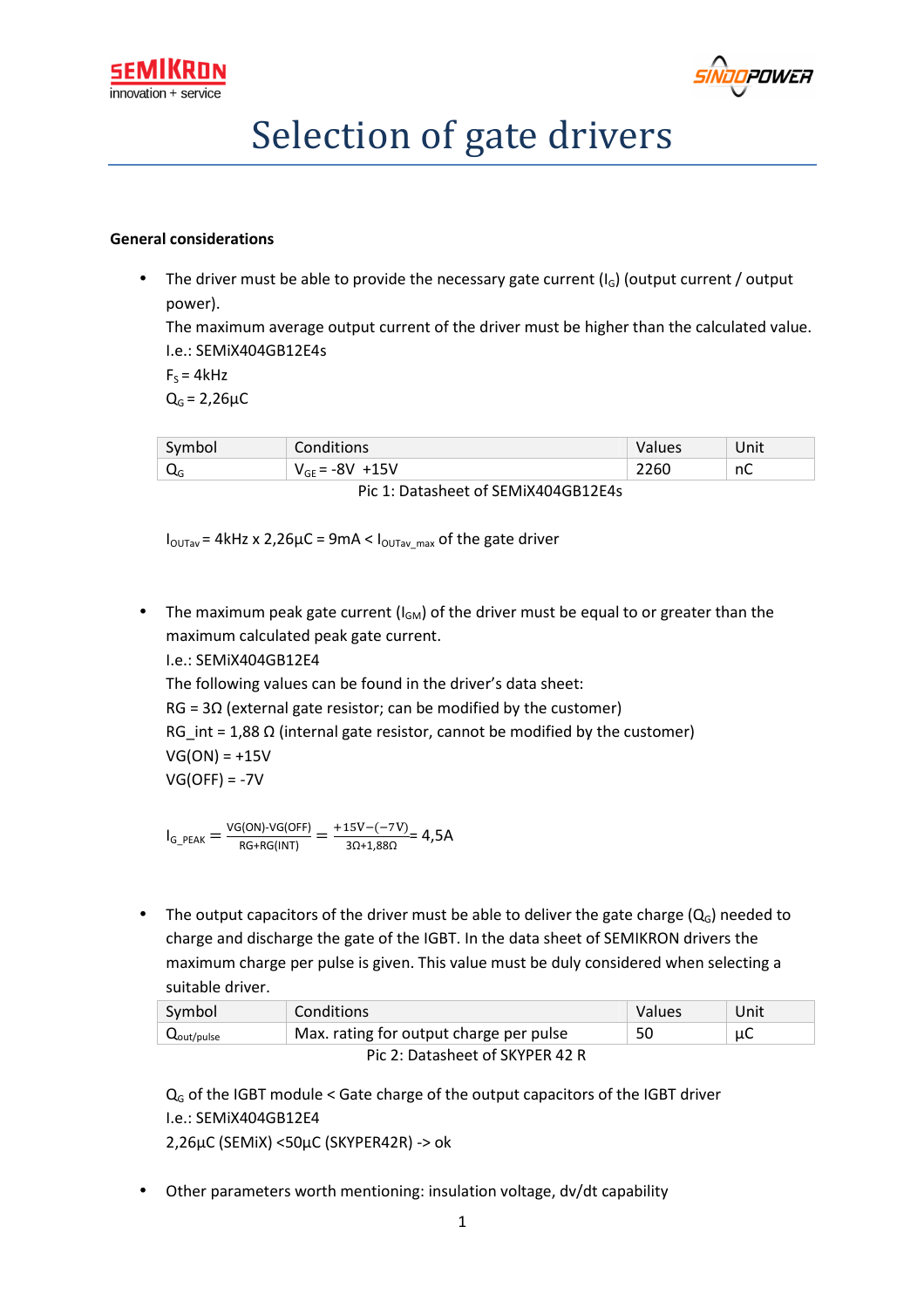# Selection of gate drivers

**General considerations**

- The driver must be able to provide the necessary gate current ($I_G$) (output current / output power).
  The maximum average output current of the driver must be higher than the calculated value.
  I.e.: SEMiX404GB12E4s
  $F_S$ = 4kHz
  $Q_G$ = 2,26µC

| Symbol | Conditions | Values | Unit |
|---|---|---|---|
| $Q_G$ | $V_{GE}$ = -8V +15V | 2260 | nC |

Pic 1: Datasheet of SEMiX404GB12E4s

$I_{OUTav}$ = 4kHz x 2,26µC = 9mA < $I_{OUTav\_max}$ of the gate driver

- The maximum peak gate current ($I_{GM}$) of the driver must be equal to or greater than the maximum calculated peak gate current.
  I.e.: SEMiX404GB12E4
  The following values can be found in the driver's data sheet:
  RG = 3Ω (external gate resistor; can be modified by the customer)
  RG_int = 1,88 Ω (internal gate resistor, cannot be modified by the customer)
  VG(ON) = +15V
  VG(OFF) = -7V

$$I_{G\_PEAK} = \frac{VG(ON)\text{-}VG(OFF)}{RG+RG(INT)} = \frac{+15V-(-7V)}{3\Omega+1{,}88\Omega} = 4{,}5A$$

- The output capacitors of the driver must be able to deliver the gate charge ($Q_G$) needed to charge and discharge the gate of the IGBT. In the data sheet of SEMIKRON drivers the maximum charge per pulse is given. This value must be duly considered when selecting a suitable driver.

| Symbol | Conditions | Values | Unit |
|---|---|---|---|
| $Q_{out/pulse}$ | Max. rating for output charge per pulse | 50 | µC |

Pic 2: Datasheet of SKYPER 42 R

$Q_G$ of the IGBT module < Gate charge of the output capacitors of the IGBT driver
I.e.: SEMiX404GB12E4
2,26µC (SEMiX) <50µC (SKYPER42R) -> ok

- Other parameters worth mentioning: insulation voltage, dv/dt capability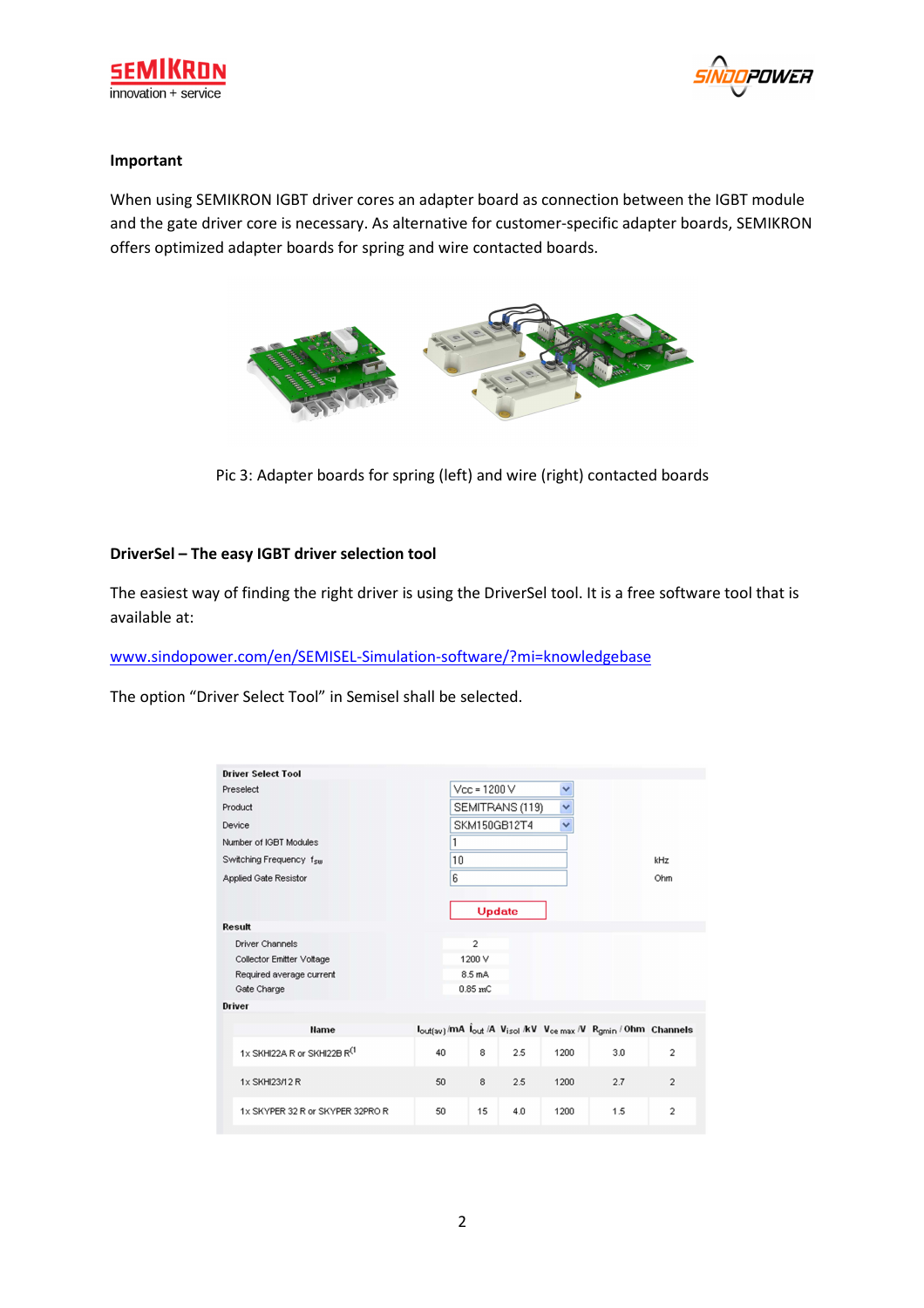**Important**

When using SEMIKRON IGBT driver cores an adapter board as connection between the IGBT module and the gate driver core is necessary. As alternative for customer-specific adapter boards, SEMIKRON offers optimized adapter boards for spring and wire contacted boards.

Pic 3: Adapter boards for spring (left) and wire (right) contacted boards

**DriverSel – The easy IGBT driver selection tool**

The easiest way of finding the right driver is using the DriverSel tool. It is a free software tool that is available at:

[www.sindopower.com/en/SEMISEL-Simulation-software/?mi=knowledgebase](www.sindopower.com/en/SEMISEL-Simulation-software/?mi=knowledgebase)

The option “Driver Select Tool” in Semisel shall be selected.

**Driver Select Tool**

| | | |
|---|---|---|
| Preselect | Vcc = 1200 V | |
| Product | SEMITRANS (119) | |
| Device | SKM150GB12T4 | |
| Number of IGBT Modules | 1 | |
| Switching Frequency $f_{sw}$ | 10 | kHz |
| Applied Gate Resistor | 6 | Ohm |

Update

**Result**

| | |
|---|---|
| Driver Channels | 2 |
| Collector Emitter Voltage | 1200 V |
| Required average current | 8.5 mA |
| Gate Charge | 0.85 mC |

**Driver**

| Name | $I_{out(av)}$ /mA | $\hat{I}_{out}$ /A | $V_{isol}$ /kV | $V_{ce\ max}$ /V | $R_{gmin}$ / Ohm | Channels |
|---|---|---|---|---|---|---|
| 1x SKHI22A R or SKHI22B R[1 | 40 | 8 | 2.5 | 1200 | 3.0 | 2 |
| 1x SKHI23/12 R | 50 | 8 | 2.5 | 1200 | 2.7 | 2 |
| 1x SKYPER 32 R or SKYPER 32PRO R | 50 | 15 | 4.0 | 1200 | 1.5 | 2 |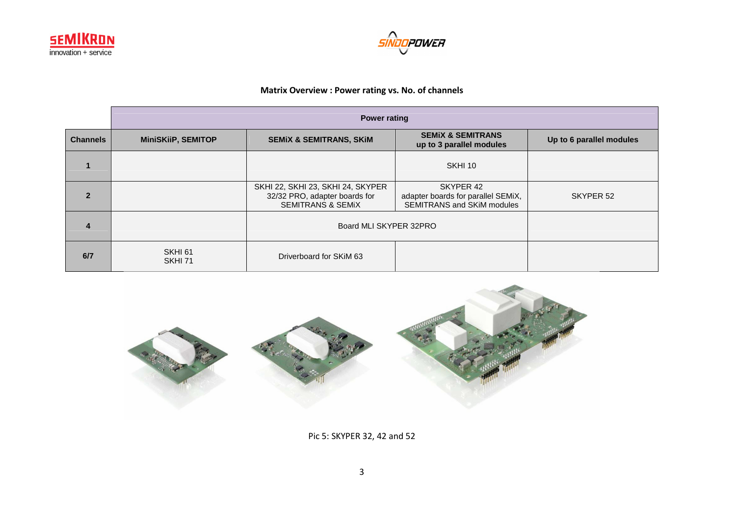**Matrix Overview : Power rating vs. No. of channels**

| | Power rating | | | |
|---|---|---|---|---|
| **Channels** | **MiniSKiiP, SEMITOP** | **SEMiX & SEMITRANS, SKiM** | **SEMiX & SEMITRANS up to 3 parallel modules** | **Up to 6 parallel modules** |
| **1** | | | SKHI 10 | |
| **2** | | SKHI 22, SKHI 23, SKHI 24, SKYPER 32/32 PRO, adapter boards for SEMITRANS & SEMiX | SKYPER 42 adapter boards for parallel SEMiX, SEMITRANS and SKiM modules | SKYPER 52 |
| **4** | | Board MLI SKYPER 32PRO | | |
| **6/7** | SKHI 61<br>SKHI 71 | Driverboard for SKiM 63 | | |

Pic 5: SKYPER 32, 42 and 52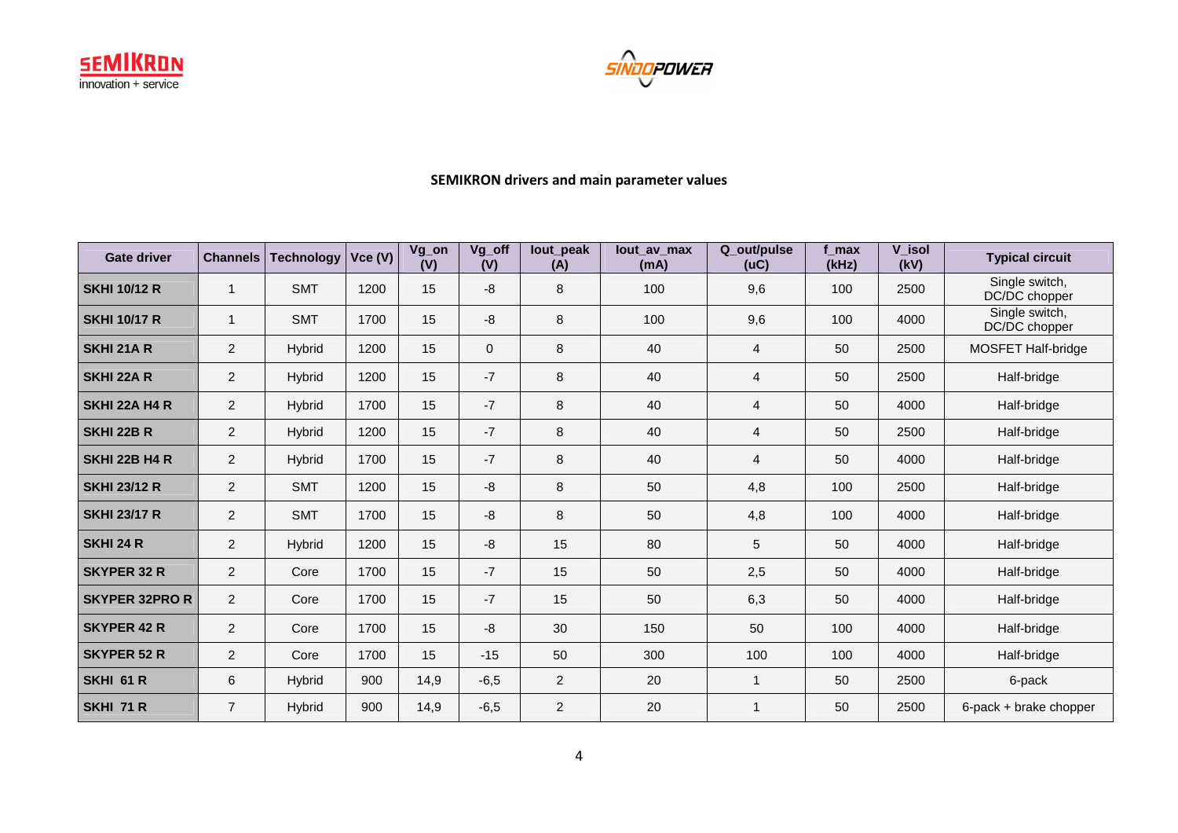**SEMIKRON drivers and main parameter values**

| Gate driver | Channels | Technology | Vce (V) | Vg_on (V) | Vg_off (V) | Iout_peak (A) | Iout_av_max (mA) | Q_out/pulse (uC) | f_max (kHz) | V_isol (kV) | Typical circuit |
|---|---|---|---|---|---|---|---|---|---|---|---|
| **SKHI 10/12 R** | 1 | SMT | 1200 | 15 | -8 | 8 | 100 | 9,6 | 100 | 2500 | Single switch, DC/DC chopper |
| **SKHI 10/17 R** | 1 | SMT | 1700 | 15 | -8 | 8 | 100 | 9,6 | 100 | 4000 | Single switch, DC/DC chopper |
| **SKHI 21A R** | 2 | Hybrid | 1200 | 15 | 0 | 8 | 40 | 4 | 50 | 2500 | MOSFET Half-bridge |
| **SKHI 22A R** | 2 | Hybrid | 1200 | 15 | -7 | 8 | 40 | 4 | 50 | 2500 | Half-bridge |
| **SKHI 22A H4 R** | 2 | Hybrid | 1700 | 15 | -7 | 8 | 40 | 4 | 50 | 4000 | Half-bridge |
| **SKHI 22B R** | 2 | Hybrid | 1200 | 15 | -7 | 8 | 40 | 4 | 50 | 2500 | Half-bridge |
| **SKHI 22B H4 R** | 2 | Hybrid | 1700 | 15 | -7 | 8 | 40 | 4 | 50 | 4000 | Half-bridge |
| **SKHI 23/12 R** | 2 | SMT | 1200 | 15 | -8 | 8 | 50 | 4,8 | 100 | 2500 | Half-bridge |
| **SKHI 23/17 R** | 2 | SMT | 1700 | 15 | -8 | 8 | 50 | 4,8 | 100 | 4000 | Half-bridge |
| **SKHI 24 R** | 2 | Hybrid | 1200 | 15 | -8 | 15 | 80 | 5 | 50 | 4000 | Half-bridge |
| **SKYPER 32 R** | 2 | Core | 1700 | 15 | -7 | 15 | 50 | 2,5 | 50 | 4000 | Half-bridge |
| **SKYPER 32PRO R** | 2 | Core | 1700 | 15 | -7 | 15 | 50 | 6,3 | 50 | 4000 | Half-bridge |
| **SKYPER 42 R** | 2 | Core | 1700 | 15 | -8 | 30 | 150 | 50 | 100 | 4000 | Half-bridge |
| **SKYPER 52 R** | 2 | Core | 1700 | 15 | -15 | 50 | 300 | 100 | 100 | 4000 | Half-bridge |
| **SKHI 61 R** | 6 | Hybrid | 900 | 14,9 | -6,5 | 2 | 20 | 1 | 50 | 2500 | 6-pack |
| **SKHI 71 R** | 7 | Hybrid | 900 | 14,9 | -6,5 | 2 | 20 | 1 | 50 | 2500 | 6-pack + brake chopper |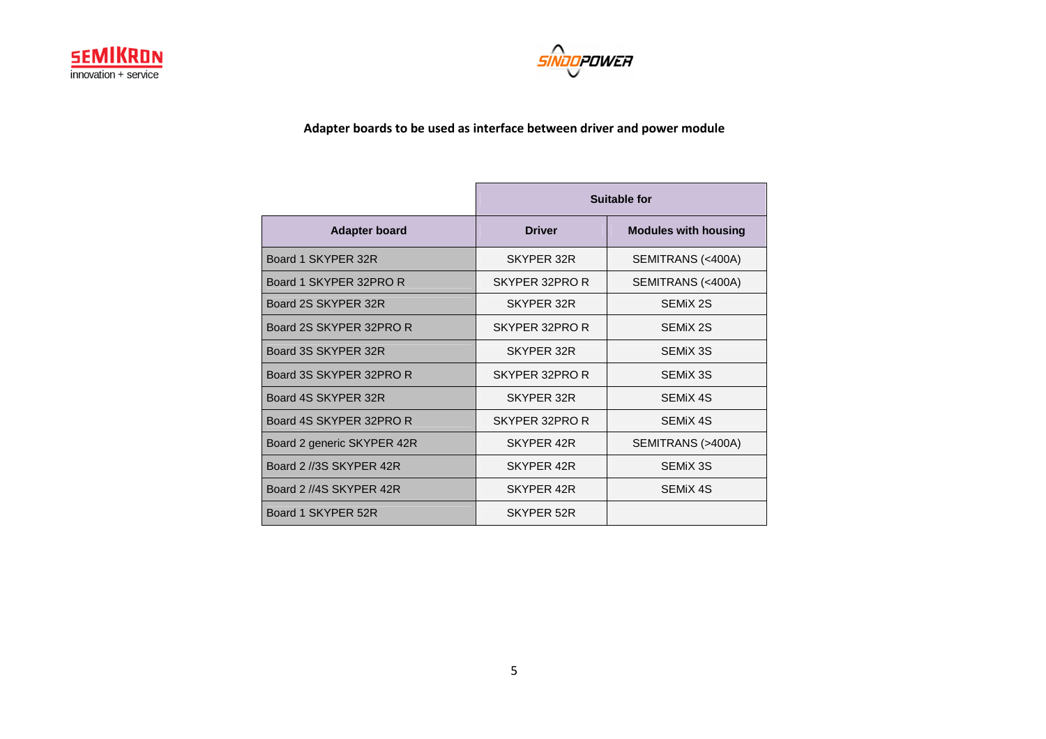## Adapter boards to be used as interface between driver and power module

| | Suitable for | |
|---|---|---|
| **Adapter board** | **Driver** | **Modules with housing** |
| Board 1 SKYPER 32R | SKYPER 32R | SEMITRANS (<400A) |
| Board 1 SKYPER 32PRO R | SKYPER 32PRO R | SEMITRANS (<400A) |
| Board 2S SKYPER 32R | SKYPER 32R | SEMiX 2S |
| Board 2S SKYPER 32PRO R | SKYPER 32PRO R | SEMiX 2S |
| Board 3S SKYPER 32R | SKYPER 32R | SEMiX 3S |
| Board 3S SKYPER 32PRO R | SKYPER 32PRO R | SEMiX 3S |
| Board 4S SKYPER 32R | SKYPER 32R | SEMiX 4S |
| Board 4S SKYPER 32PRO R | SKYPER 32PRO R | SEMiX 4S |
| Board 2 generic SKYPER 42R | SKYPER 42R | SEMITRANS (>400A) |
| Board 2 //3S SKYPER 42R | SKYPER 42R | SEMiX 3S |
| Board 2 //4S SKYPER 42R | SKYPER 42R | SEMiX 4S |
| Board 1 SKYPER 52R | SKYPER 52R | |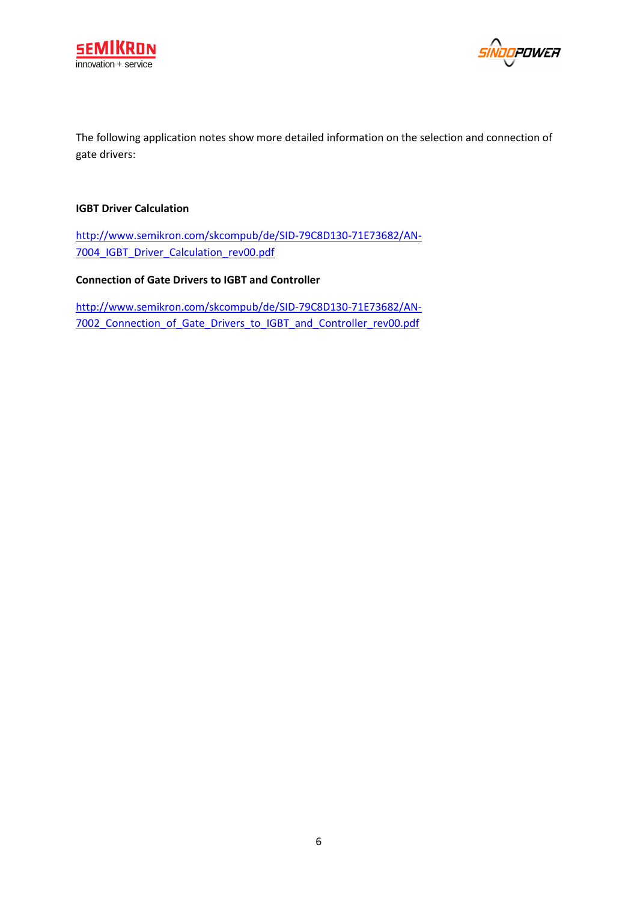The following application notes show more detailed information on the selection and connection of gate drivers:

**IGBT Driver Calculation**

http://www.semikron.com/skcompub/de/SID-79C8D130-71E73682/AN-7004_IGBT_Driver_Calculation_rev00.pdf

**Connection of Gate Drivers to IGBT and Controller**

http://www.semikron.com/skcompub/de/SID-79C8D130-71E73682/AN-7002_Connection_of_Gate_Drivers_to_IGBT_and_Controller_rev00.pdf